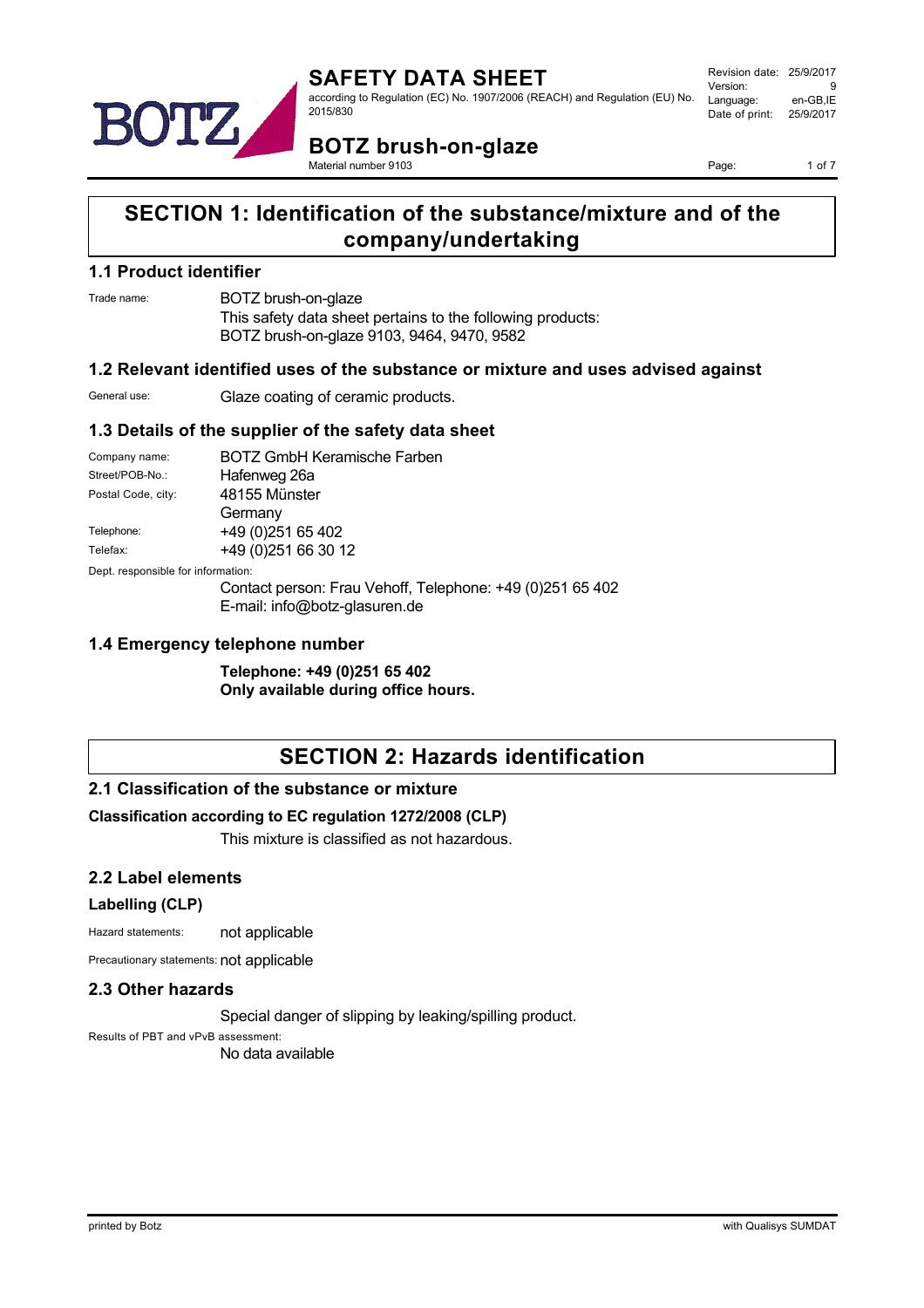# SECTION 1: Identification of the substance/mixture and of the company/undertaking

## 1.1 Product identifier

Trade name: BOTZ brush-on-glaze
This safety data sheet pertains to the following products:
BOTZ brush-on-glaze 9103, 9464, 9470, 9582

## 1.2 Relevant identified uses of the substance or mixture and uses advised against

General use: Glaze coating of ceramic products.

## 1.3 Details of the supplier of the safety data sheet

Company name: BOTZ GmbH Keramische Farben
Street/POB-No.: Hafenweg 26a
Postal Code, city: 48155 Münster
Germany
Telephone: +49 (0)251 65 402
Telefax: +49 (0)251 66 30 12
Dept. responsible for information:
Contact person: Frau Vehoff, Telephone: +49 (0)251 65 402
E-mail: info@botz-glasuren.de

## 1.4 Emergency telephone number

**Telephone: +49 (0)251 65 402**
**Only available during office hours.**

# SECTION 2: Hazards identification

## 2.1 Classification of the substance or mixture

### Classification according to EC regulation 1272/2008 (CLP)

This mixture is classified as not hazardous.

## 2.2 Label elements

### Labelling (CLP)

Hazard statements: not applicable

Precautionary statements: not applicable

## 2.3 Other hazards

Special danger of slipping by leaking/spilling product.

Results of PBT and vPvB assessment:
No data available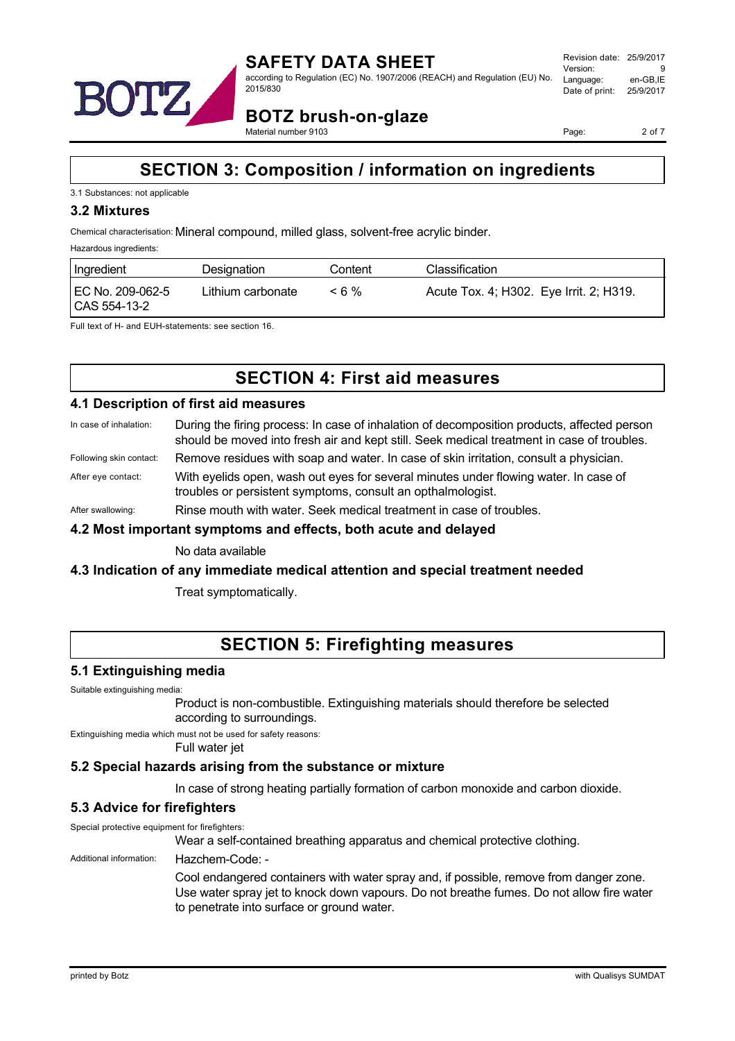# SECTION 3: Composition / information on ingredients

3.1 Substances: not applicable

### 3.2 Mixtures

Chemical characterisation: Mineral compound, milled glass, solvent-free acrylic binder.

Hazardous ingredients:

| Ingredient | Designation | Content | Classification |
|---|---|---|---|
| EC No. 209-062-5 CAS 554-13-2 | Lithium carbonate | < 6 % | Acute Tox. 4; H302. Eye Irrit. 2; H319. |

Full text of H- and EUH-statements: see section 16.

# SECTION 4: First aid measures

### 4.1 Description of first aid measures

In case of inhalation: During the firing process: In case of inhalation of decomposition products, affected person should be moved into fresh air and kept still. Seek medical treatment in case of troubles.

Following skin contact: Remove residues with soap and water. In case of skin irritation, consult a physician.

After eye contact: With eyelids open, wash out eyes for several minutes under flowing water. In case of troubles or persistent symptoms, consult an opthalmologist.

After swallowing: Rinse mouth with water. Seek medical treatment in case of troubles.

### 4.2 Most important symptoms and effects, both acute and delayed

No data available

### 4.3 Indication of any immediate medical attention and special treatment needed

Treat symptomatically.

# SECTION 5: Firefighting measures

### 5.1 Extinguishing media

Suitable extinguishing media:

Product is non-combustible. Extinguishing materials should therefore be selected according to surroundings.

Extinguishing media which must not be used for safety reasons:

Full water jet

### 5.2 Special hazards arising from the substance or mixture

In case of strong heating partially formation of carbon monoxide and carbon dioxide.

### 5.3 Advice for firefighters

Special protective equipment for firefighters:

Wear a self-contained breathing apparatus and chemical protective clothing.

Additional information: Hazchem-Code: -

Cool endangered containers with water spray and, if possible, remove from danger zone. Use water spray jet to knock down vapours. Do not breathe fumes. Do not allow fire water to penetrate into surface or ground water.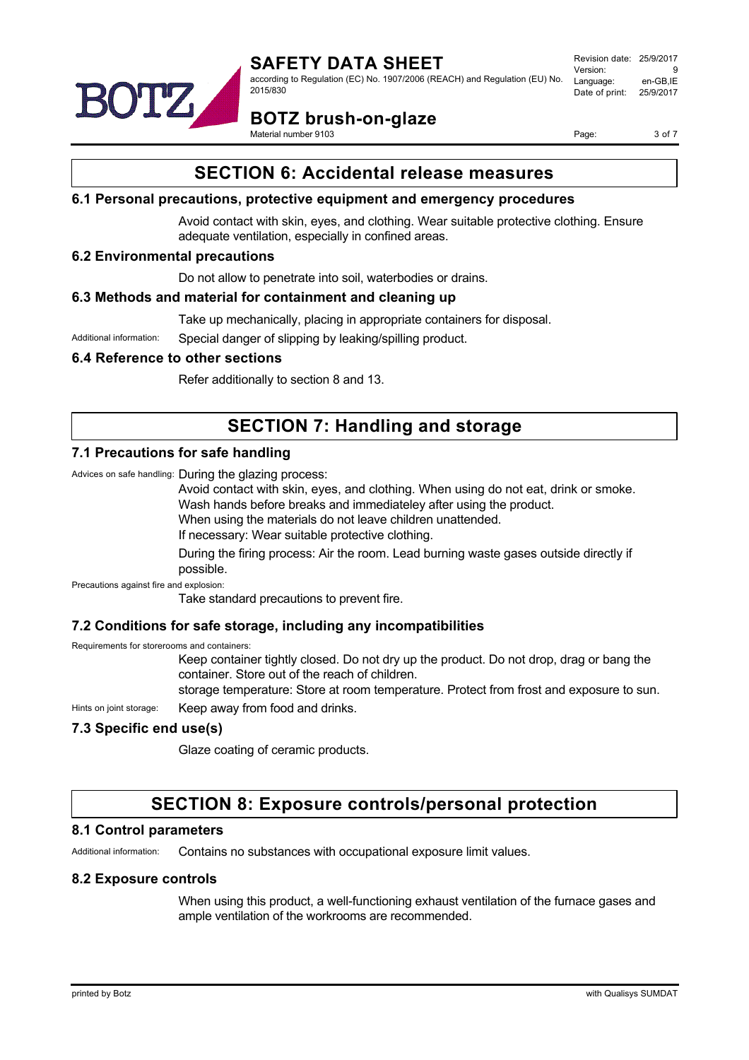# SECTION 6: Accidental release measures

## 6.1 Personal precautions, protective equipment and emergency procedures

Avoid contact with skin, eyes, and clothing. Wear suitable protective clothing. Ensure adequate ventilation, especially in confined areas.

## 6.2 Environmental precautions

Do not allow to penetrate into soil, waterbodies or drains.

## 6.3 Methods and material for containment and cleaning up

Take up mechanically, placing in appropriate containers for disposal.

Additional information: Special danger of slipping by leaking/spilling product.

## 6.4 Reference to other sections

Refer additionally to section 8 and 13.

# SECTION 7: Handling and storage

## 7.1 Precautions for safe handling

Advices on safe handling: During the glazing process:

Avoid contact with skin, eyes, and clothing. When using do not eat, drink or smoke.
Wash hands before breaks and immediateley after using the product.
When using the materials do not leave children unattended.
If necessary: Wear suitable protective clothing.

During the firing process: Air the room. Lead burning waste gases outside directly if possible.

Precautions against fire and explosion:

Take standard precautions to prevent fire.

## 7.2 Conditions for safe storage, including any incompatibilities

Requirements for storerooms and containers:

Keep container tightly closed. Do not dry up the product. Do not drop, drag or bang the container. Store out of the reach of children.
storage temperature: Store at room temperature. Protect from frost and exposure to sun.

Hints on joint storage: Keep away from food and drinks.

## 7.3 Specific end use(s)

Glaze coating of ceramic products.

# SECTION 8: Exposure controls/personal protection

## 8.1 Control parameters

Additional information: Contains no substances with occupational exposure limit values.

## 8.2 Exposure controls

When using this product, a well-functioning exhaust ventilation of the furnace gases and ample ventilation of the workrooms are recommended.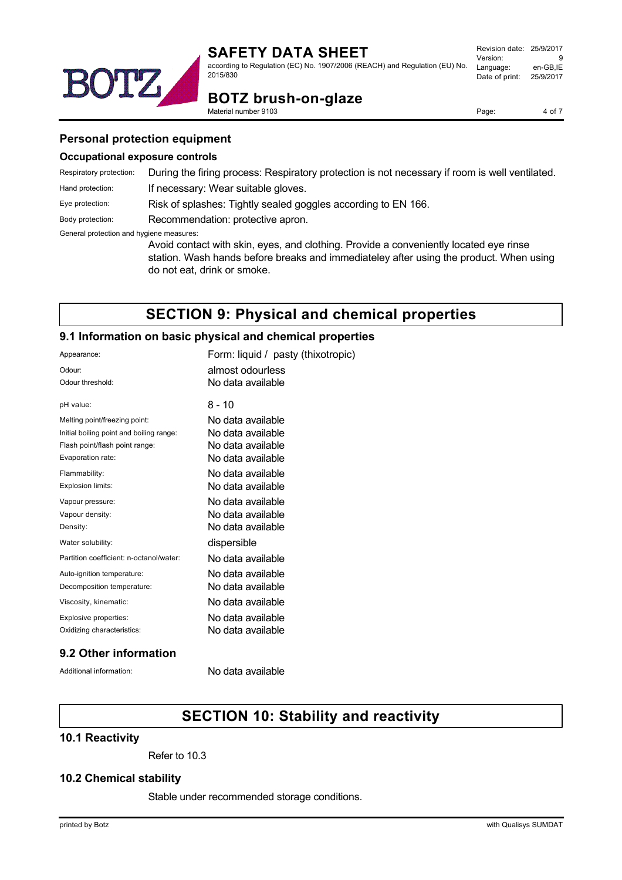### Personal protection equipment

#### Occupational exposure controls

| | |
|---|---|
| Respiratory protection: | During the firing process: Respiratory protection is not necessary if room is well ventilated. |
| Hand protection: | If necessary: Wear suitable gloves. |
| Eye protection: | Risk of splashes: Tightly sealed goggles according to EN 166. |
| Body protection: | Recommendation: protective apron. |

General protection and hygiene measures:

Avoid contact with skin, eyes, and clothing. Provide a conveniently located eye rinse station. Wash hands before breaks and immediateley after using the product. When using do not eat, drink or smoke.

## SECTION 9: Physical and chemical properties

### 9.1 Information on basic physical and chemical properties

| | |
|---|---|
| Appearance: | Form: liquid / pasty (thixotropic) |
| Odour: | almost odourless |
| Odour threshold: | No data available |
| pH value: | 8 - 10 |
| Melting point/freezing point: | No data available |
| Initial boiling point and boiling range: | No data available |
| Flash point/flash point range: | No data available |
| Evaporation rate: | No data available |
| Flammability: | No data available |
| Explosion limits: | No data available |
| Vapour pressure: | No data available |
| Vapour density: | No data available |
| Density: | No data available |
| Water solubility: | dispersible |
| Partition coefficient: n-octanol/water: | No data available |
| Auto-ignition temperature: | No data available |
| Decomposition temperature: | No data available |
| Viscosity, kinematic: | No data available |
| Explosive properties: | No data available |
| Oxidizing characteristics: | No data available |

### 9.2 Other information

| | |
|---|---|
| Additional information: | No data available |

## SECTION 10: Stability and reactivity

### 10.1 Reactivity

Refer to 10.3

### 10.2 Chemical stability

Stable under recommended storage conditions.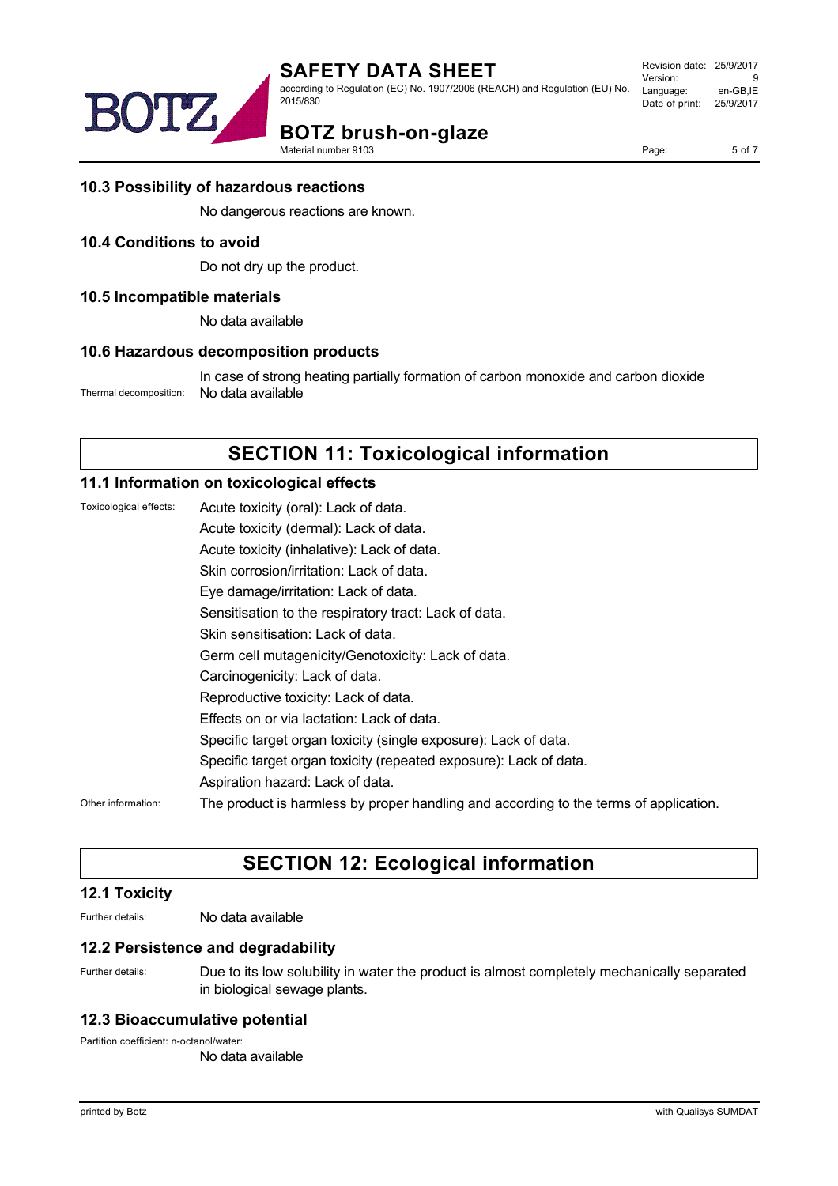### 10.3 Possibility of hazardous reactions

No dangerous reactions are known.

### 10.4 Conditions to avoid

Do not dry up the product.

### 10.5 Incompatible materials

No data available

### 10.6 Hazardous decomposition products

In case of strong heating partially formation of carbon monoxide and carbon dioxide

Thermal decomposition: No data available

## SECTION 11: Toxicological information

### 11.1 Information on toxicological effects

Toxicological effects:

- Acute toxicity (oral): Lack of data.
- Acute toxicity (dermal): Lack of data.
- Acute toxicity (inhalative): Lack of data.
- Skin corrosion/irritation: Lack of data.
- Eye damage/irritation: Lack of data.
- Sensitisation to the respiratory tract: Lack of data.
- Skin sensitisation: Lack of data.
- Germ cell mutagenicity/Genotoxicity: Lack of data.
- Carcinogenicity: Lack of data.
- Reproductive toxicity: Lack of data.
- Effects on or via lactation: Lack of data.
- Specific target organ toxicity (single exposure): Lack of data.
- Specific target organ toxicity (repeated exposure): Lack of data.
- Aspiration hazard: Lack of data.

Other information: The product is harmless by proper handling and according to the terms of application.

## SECTION 12: Ecological information

### 12.1 Toxicity

Further details: No data available

### 12.2 Persistence and degradability

Further details: Due to its low solubility in water the product is almost completely mechanically separated in biological sewage plants.

### 12.3 Bioaccumulative potential

Partition coefficient: n-octanol/water:

No data available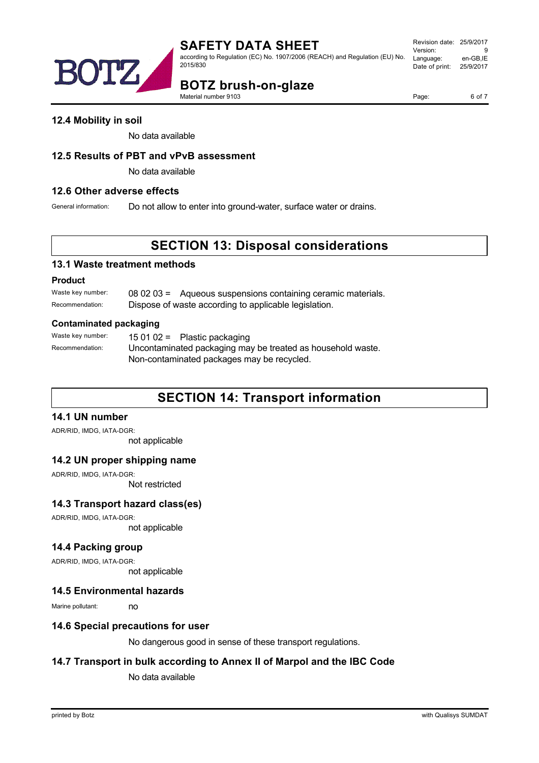### 12.4 Mobility in soil

No data available

### 12.5 Results of PBT and vPvB assessment

No data available

### 12.6 Other adverse effects

General information: Do not allow to enter into ground-water, surface water or drains.

## SECTION 13: Disposal considerations

### 13.1 Waste treatment methods

**Product**

Waste key number: 08 02 03 = Aqueous suspensions containing ceramic materials.

Recommendation: Dispose of waste according to applicable legislation.

**Contaminated packaging**

Waste key number: 15 01 02 = Plastic packaging

Recommendation: Uncontaminated packaging may be treated as household waste.
Non-contaminated packages may be recycled.

## SECTION 14: Transport information

### 14.1 UN number

ADR/RID, IMDG, IATA-DGR:
not applicable

### 14.2 UN proper shipping name

ADR/RID, IMDG, IATA-DGR:
Not restricted

### 14.3 Transport hazard class(es)

ADR/RID, IMDG, IATA-DGR:
not applicable

### 14.4 Packing group

ADR/RID, IMDG, IATA-DGR:
not applicable

### 14.5 Environmental hazards

Marine pollutant: no

### 14.6 Special precautions for user

No dangerous good in sense of these transport regulations.

### 14.7 Transport in bulk according to Annex II of Marpol and the IBC Code

No data available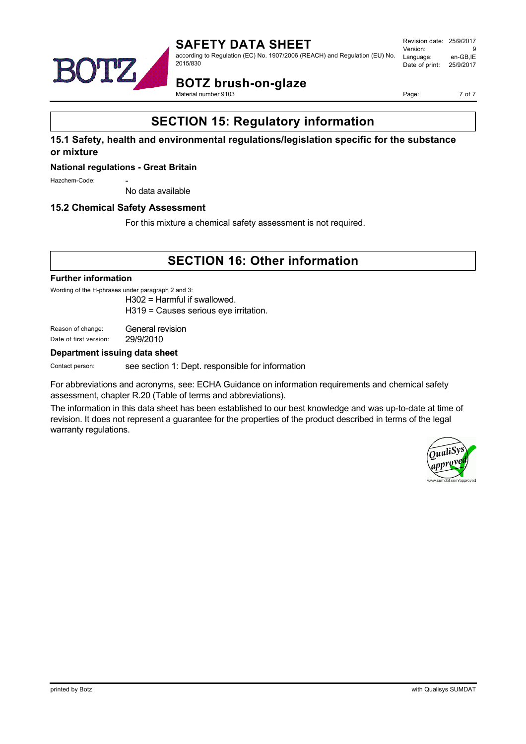# SECTION 15: Regulatory information

## 15.1 Safety, health and environmental regulations/legislation specific for the substance or mixture

### National regulations - Great Britain

Hazchem-Code: -

No data available

## 15.2 Chemical Safety Assessment

For this mixture a chemical safety assessment is not required.

# SECTION 16: Other information

### Further information

Wording of the H-phrases under paragraph 2 and 3:

H302 = Harmful if swallowed.
H319 = Causes serious eye irritation.

Reason of change: General revision
Date of first version: 29/9/2010

### Department issuing data sheet

Contact person: see section 1: Dept. responsible for information

For abbreviations and acronyms, see: ECHA Guidance on information requirements and chemical safety assessment, chapter R.20 (Table of terms and abbreviations).

The information in this data sheet has been established to our best knowledge and was up-to-date at time of revision. It does not represent a guarantee for the properties of the product described in terms of the legal warranty regulations.

QualiSys approved
www.sumdat.com/approved